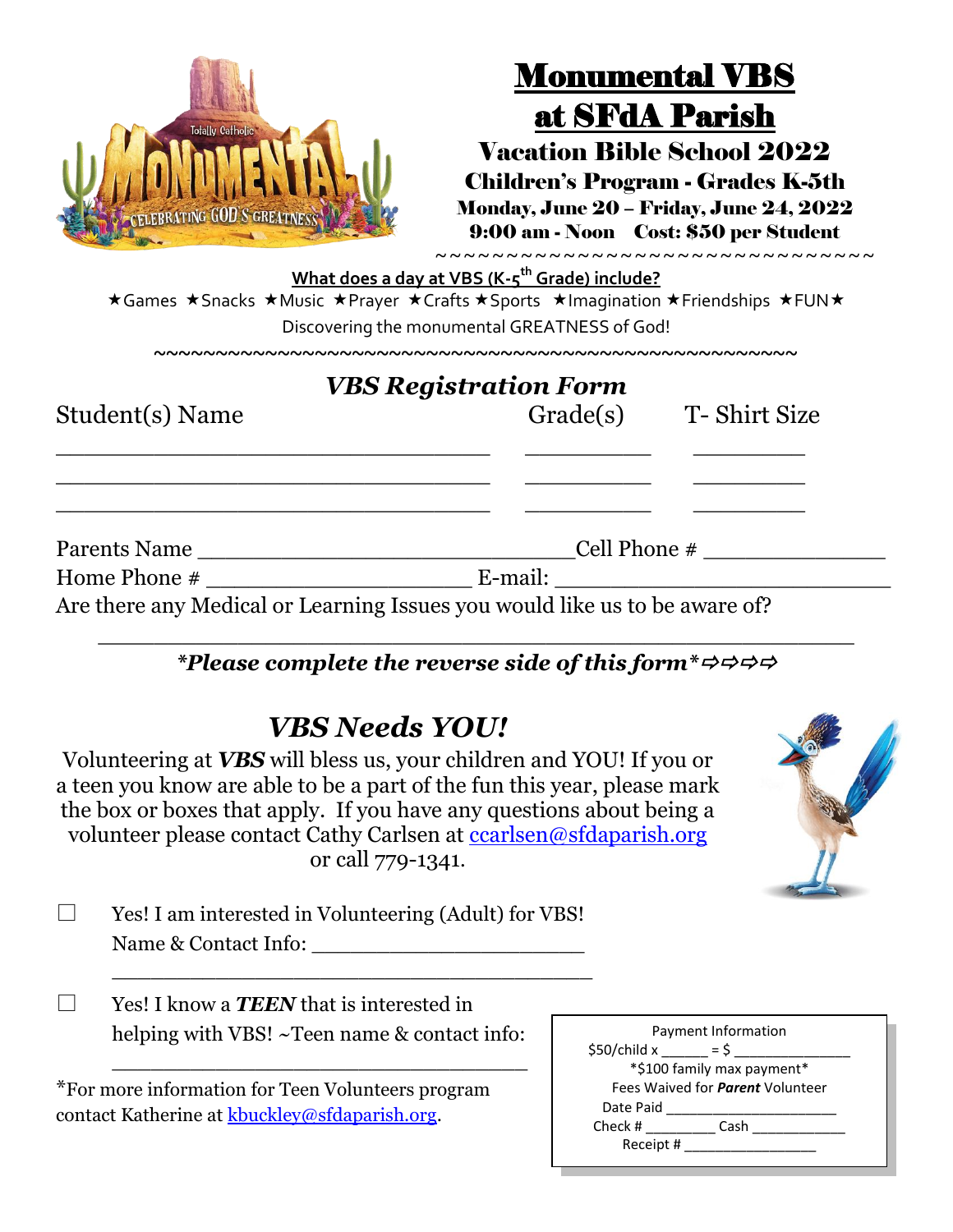# Monumental VBS at SFdA Parish

## Vacation Bible School 2022

### Children's Program - Grades K-5th

**Monday, June 20 – Friday, June 24, 2022**

**9:00 am - Noon    Cost: $50 per Student**

~~~~~~~~~~~~~~~~~~~~~~~~~~~~~~~~~~~~

**What does a day at VBS (K-5th Grade) include?**

★Games ★Snacks ★Music ★Prayer ★Crafts ★Sports ★Imagination ★Friendships ★FUN★

Discovering the monumental GREATNESS of God!

~~~~~~~~~~~~~~~~~~~~~~~~~~~~~~~~~~~~~~~~~~~~~~~~~~~~~~~~~~~~

## *VBS Registration Form*

| Student(s) Name | Grade(s) | T- Shirt Size |
|---|---|---|
| ______________________________ | __________ | _________ |
| ______________________________ | __________ | _________ |
| ______________________________ | __________ | _________ |

Parents Name ______________________________ Cell Phone # ______________

Home Phone # ______________________ E-mail: ___________________________

Are there any Medical or Learning Issues you would like us to be aware of?

____________________________________________________________

***Please complete the reverse side of this form*** ⇨⇨⇨⇨

## *VBS Needs YOU!*

Volunteering at ***VBS*** will bless us, your children and YOU! If you or a teen you know are able to be a part of the fun this year, please mark the box or boxes that apply. If you have any questions about being a volunteer please contact Cathy Carlsen at ccarlsen@sfdaparish.org or call 779-1341.

☐ Yes! I am interested in Volunteering (Adult) for VBS!
Name & Contact Info: ______________________
________________________________________

☐ Yes! I know a ***TEEN*** that is interested in helping with VBS! ~Teen name & contact info:
____________________________________

*For more information for Teen Volunteers program contact Katherine at kbuckley@sfdaparish.org.

Payment Information
$50/child x ______ = $ _______________
*$100 family max payment*
Fees Waived for ***Parent*** Volunteer
Date Paid _____________________
Check # _________ Cash ___________
Receipt # _________________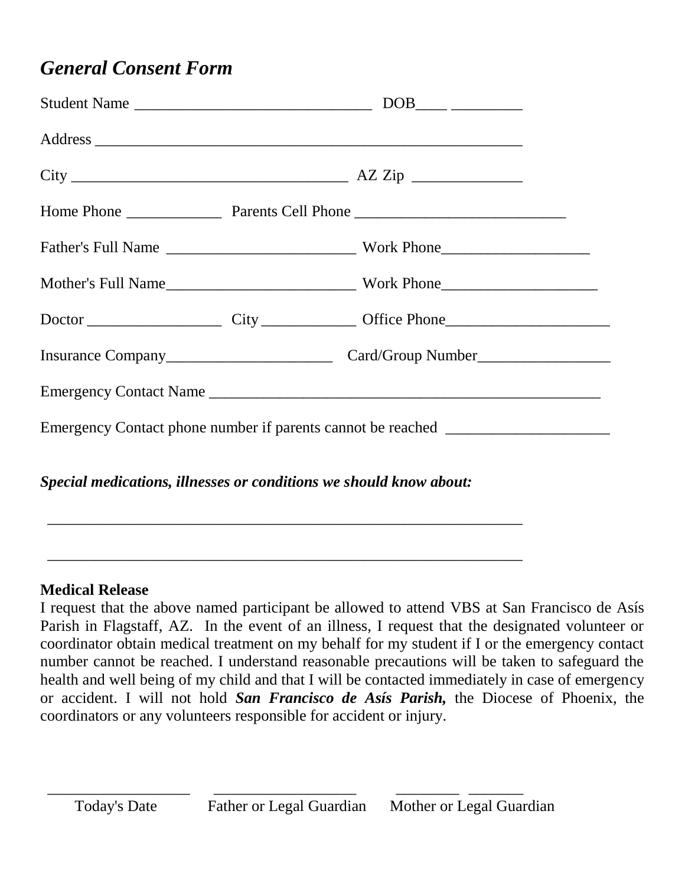## *General Consent Form*

Student Name _______________________________ DOB____ _________

Address _______________________________________________________

City __________________________________ AZ Zip ______________

Home Phone ____________ Parents Cell Phone ___________________________

Father's Full Name ________________________ Work Phone___________________

Mother's Full Name________________________ Work Phone____________________

Doctor _________________ City ____________ Office Phone_____________________

Insurance Company_____________________ Card/Group Number_________________

Emergency Contact Name ________________________________________________

Emergency Contact phone number if parents cannot be reached _____________________

***Special medications, illnesses or conditions we should know about:***

_______________________________________________________________

_______________________________________________________________

**Medical Release**

I request that the above named participant be allowed to attend VBS at San Francisco de Asís Parish in Flagstaff, AZ. In the event of an illness, I request that the designated volunteer or coordinator obtain medical treatment on my behalf for my student if I or the emergency contact number cannot be reached. I understand reasonable precautions will be taken to safeguard the health and well being of my child and that I will be contacted immediately in case of emergency or accident. I will not hold ***San Francisco de Asís Parish,*** the Diocese of Phoenix, the coordinators or any volunteers responsible for accident or injury.

__________________ __________________ ________ _______

Today's Date Father or Legal Guardian Mother or Legal Guardian